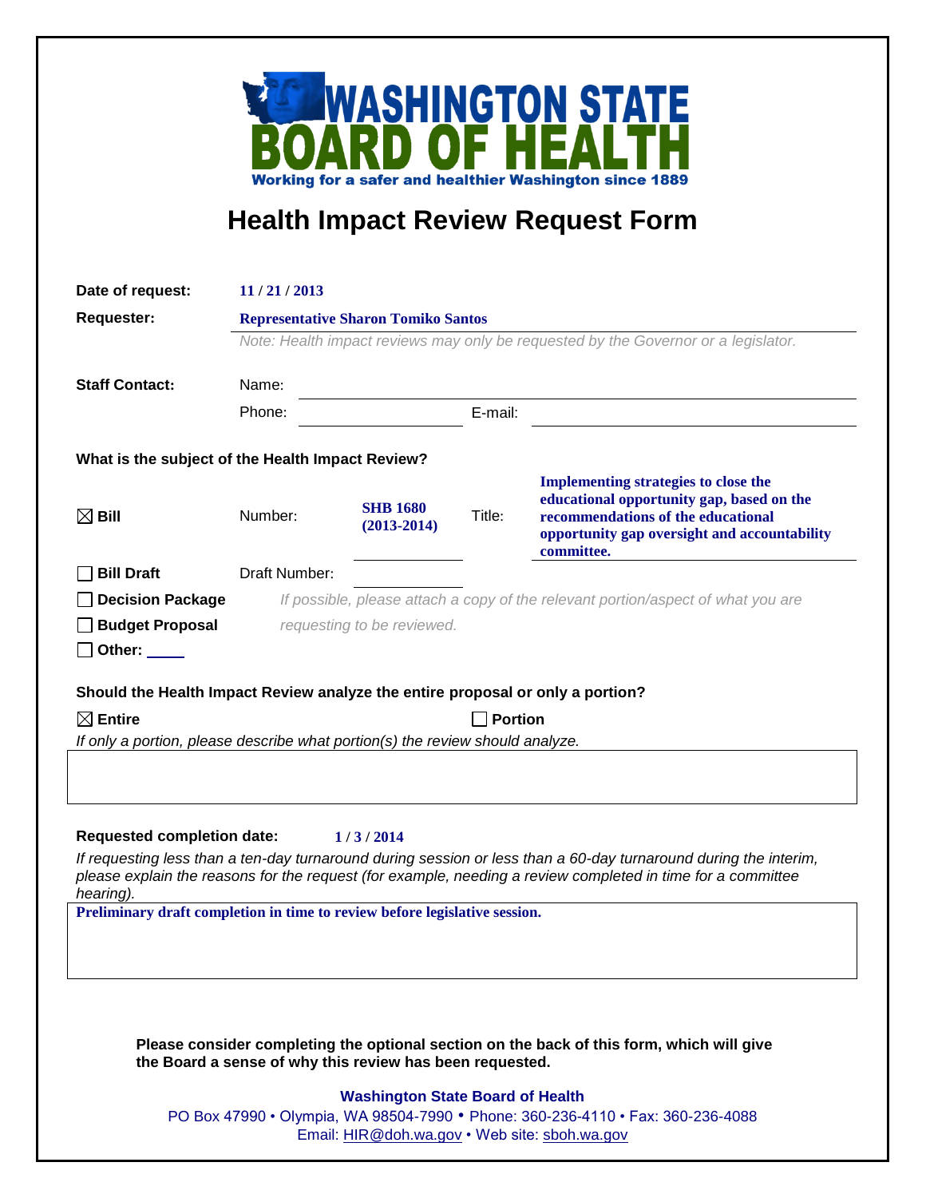**WASHINGTON STATE BOARD OF HEALTH**

**Working for a safer and healthier Washington since 1889**

# Health Impact Review Request Form

**Date of request:** 11 / 21 / 2013

**Requester:** Representative Sharon Tomiko Santos

*Note: Health impact reviews may only be requested by the Governor or a legislator.*

**Staff Contact:**

Name:

Phone: E-mail:

**What is the subject of the Health Impact Review?**

☒ **Bill** Number: **SHB 1680 (2013-2014)** Title: **Implementing strategies to close the educational opportunity gap, based on the recommendations of the educational opportunity gap oversight and accountability committee.**

☐ **Bill Draft** Draft Number:

☐ **Decision Package**

☐ **Budget Proposal**

☐ **Other:**

*If possible, please attach a copy of the relevant portion/aspect of what you are requesting to be reviewed.*

**Should the Health Impact Review analyze the entire proposal or only a portion?**

☒ **Entire** ☐ **Portion**

*If only a portion, please describe what portion(s) the review should analyze.*

**Requested completion date:** 1 / 3 / 2014

*If requesting less than a ten-day turnaround during session or less than a 60-day turnaround during the interim, please explain the reasons for the request (for example, needing a review completed in time for a committee hearing).*

Preliminary draft completion in time to review before legislative session.

**Please consider completing the optional section on the back of this form, which will give the Board a sense of why this review has been requested.**

**Washington State Board of Health**

PO Box 47990 • Olympia, WA 98504-7990 • Phone: 360-236-4110 • Fax: 360-236-4088

Email: HIR@doh.wa.gov • Web site: sboh.wa.gov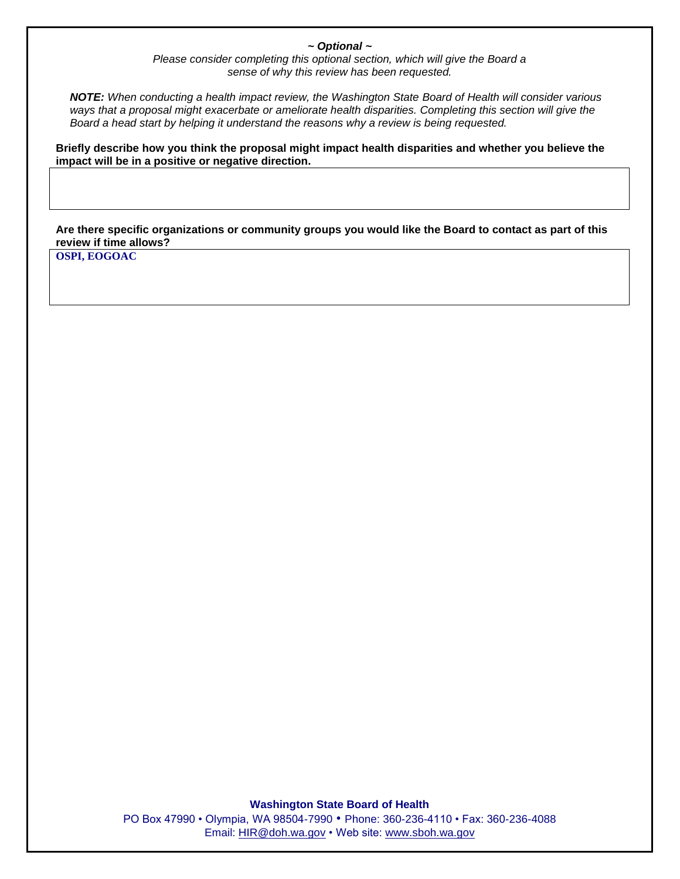*~ Optional ~*

*Please consider completing this optional section, which will give the Board a sense of why this review has been requested.*

***NOTE:*** *When conducting a health impact review, the Washington State Board of Health will consider various ways that a proposal might exacerbate or ameliorate health disparities. Completing this section will give the Board a head start by helping it understand the reasons why a review is being requested.*

**Briefly describe how you think the proposal might impact health disparities and whether you believe the impact will be in a positive or negative direction.**

**Are there specific organizations or community groups you would like the Board to contact as part of this review if time allows?**

OSPI, EOGOAC

**Washington State Board of Health**

PO Box 47990 • Olympia, WA 98504-7990 • Phone: 360-236-4110 • Fax: 360-236-4088

Email: HIR@doh.wa.gov • Web site: www.sboh.wa.gov